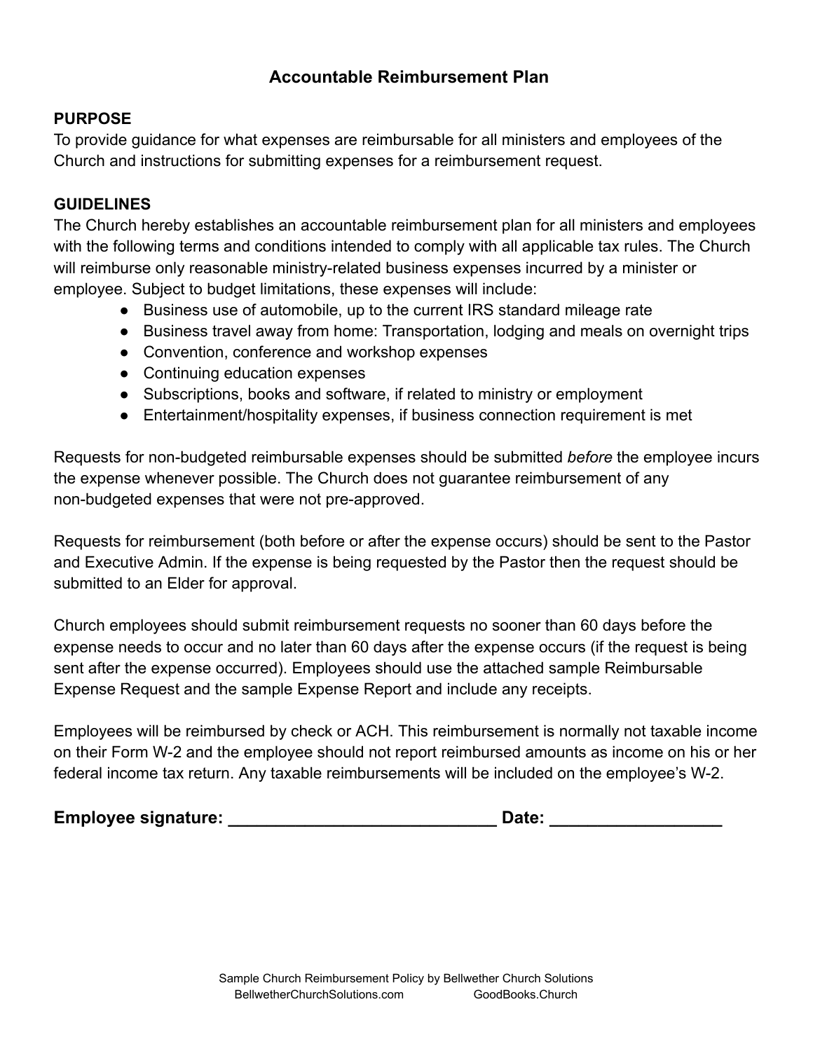# Accountable Reimbursement Plan

**PURPOSE**

To provide guidance for what expenses are reimbursable for all ministers and employees of the Church and instructions for submitting expenses for a reimbursement request.

**GUIDELINES**

The Church hereby establishes an accountable reimbursement plan for all ministers and employees with the following terms and conditions intended to comply with all applicable tax rules. The Church will reimburse only reasonable ministry-related business expenses incurred by a minister or employee. Subject to budget limitations, these expenses will include:

- Business use of automobile, up to the current IRS standard mileage rate
- Business travel away from home: Transportation, lodging and meals on overnight trips
- Convention, conference and workshop expenses
- Continuing education expenses
- Subscriptions, books and software, if related to ministry or employment
- Entertainment/hospitality expenses, if business connection requirement is met

Requests for non-budgeted reimbursable expenses should be submitted *before* the employee incurs the expense whenever possible. The Church does not guarantee reimbursement of any non-budgeted expenses that were not pre-approved.

Requests for reimbursement (both before or after the expense occurs) should be sent to the Pastor and Executive Admin. If the expense is being requested by the Pastor then the request should be submitted to an Elder for approval.

Church employees should submit reimbursement requests no sooner than 60 days before the expense needs to occur and no later than 60 days after the expense occurs (if the request is being sent after the expense occurred). Employees should use the attached sample Reimbursable Expense Request and the sample Expense Report and include any receipts.

Employees will be reimbursed by check or ACH. This reimbursement is normally not taxable income on their Form W-2 and the employee should not report reimbursed amounts as income on his or her federal income tax return. Any taxable reimbursements will be included on the employee's W-2.

**Employee signature: ____________________________ Date: _________________**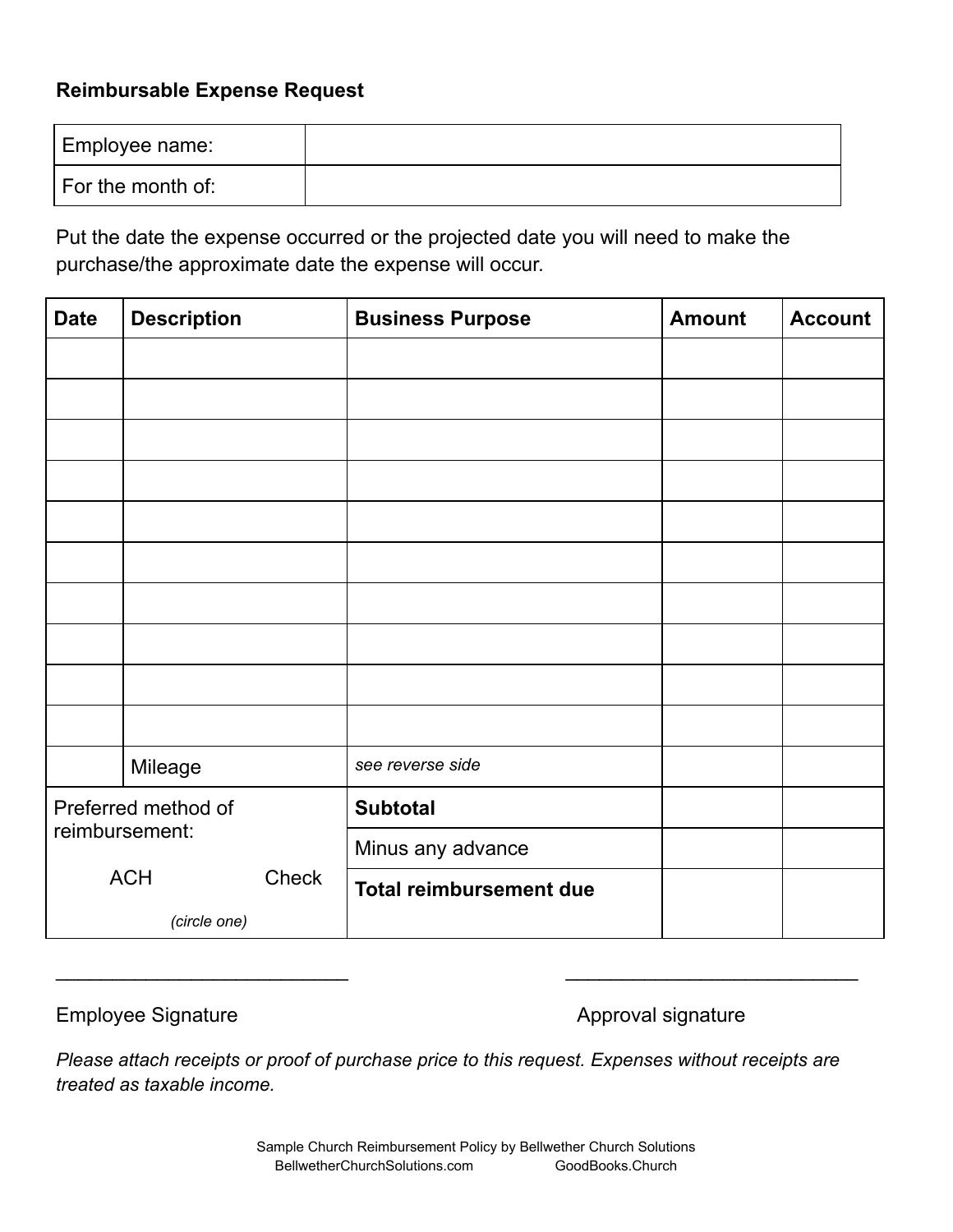**Reimbursable Expense Request**

| Employee name: | |
|---|---|
| For the month of: | |

Put the date the expense occurred or the projected date you will need to make the purchase/the approximate date the expense will occur.

| Date | Description | Business Purpose | Amount | Account |
|---|---|---|---|---|
| | | | | |
| | | | | |
| | | | | |
| | | | | |
| | | | | |
| | | | | |
| | | | | |
| | | | | |
| | | | | |
| | | | | |
| | Mileage | *see reverse side* | | |
| Preferred method of reimbursement: ACH Check *(circle one)* | | **Subtotal** | | |
| | | Minus any advance | | |
| | | **Total reimbursement due** | | |

\_\_\_\_\_\_\_\_\_\_\_\_\_\_\_\_\_\_\_\_\_\_\_\_\_\_\_ Employee Signature

\_\_\_\_\_\_\_\_\_\_\_\_\_\_\_\_\_\_\_\_\_\_\_\_\_\_\_ Approval signature

*Please attach receipts or proof of purchase price to this request. Expenses without receipts are treated as taxable income.*

Sample Church Reimbursement Policy by Bellwether Church Solutions
BellwetherChurchSolutions.com GoodBooks.Church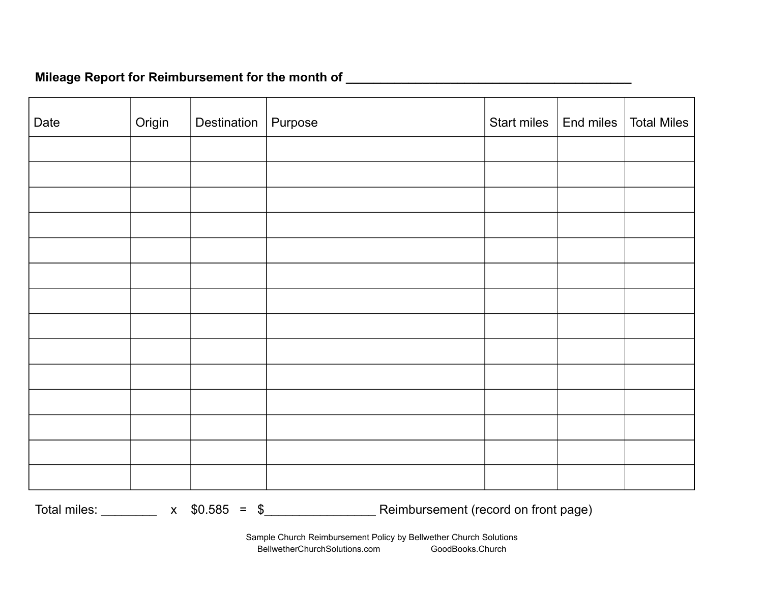**Mileage Report for Reimbursement for the month of \_\_\_\_\_\_\_\_\_\_\_\_\_\_\_\_\_\_\_\_\_\_\_\_\_\_\_\_\_\_\_\_\_\_\_\_\_\_\_\_\_**

| Date | Origin | Destination | Purpose | Start miles | End miles | Total Miles |
|---|---|---|---|---|---|---|
| | | | | | | |
| | | | | | | |
| | | | | | | |
| | | | | | | |
| | | | | | | |
| | | | | | | |
| | | | | | | |
| | | | | | | |
| | | | | | | |
| | | | | | | |
| | | | | | | |
| | | | | | | |
| | | | | | | |
| | | | | | | |

Total miles: \_\_\_\_\_\_\_\_ x $0.585 = $\_\_\_\_\_\_\_\_\_\_\_\_\_\_\_\_ Reimbursement (record on front page)

Sample Church Reimbursement Policy by Bellwether Church Solutions
BellwetherChurchSolutions.com GoodBooks.Church